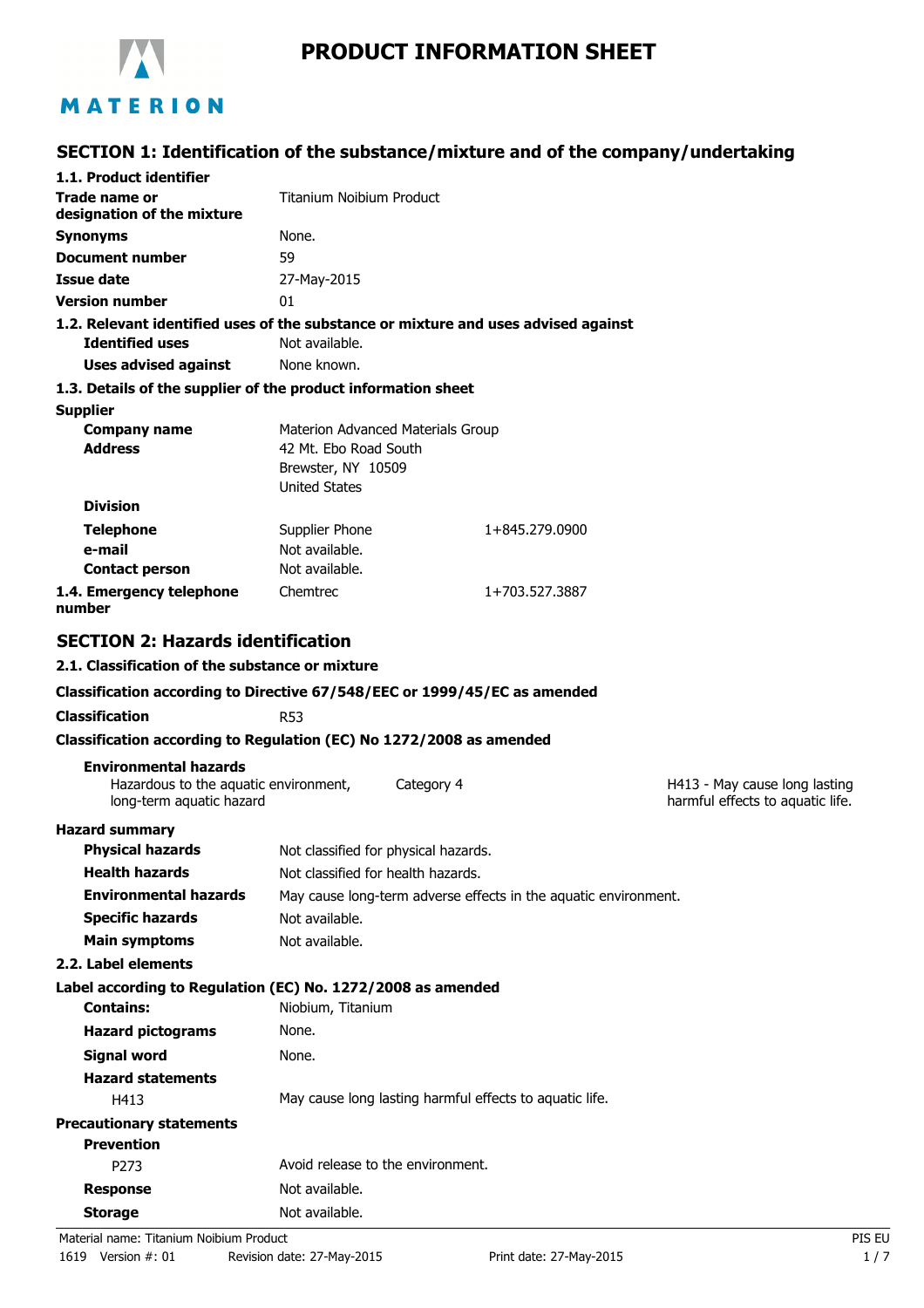# PRODUCT INFORMATION SHEET

## SECTION 1: Identification of the substance/mixture and of the company/undertaking

### 1.1. Product identifier

| | |
|---|---|
| **Trade name or designation of the mixture** | Titanium Noibium Product |
| **Synonyms** | None. |
| **Document number** | 59 |
| **Issue date** | 27-May-2015 |
| **Version number** | 01 |

### 1.2. Relevant identified uses of the substance or mixture and uses advised against

| | |
|---|---|
| **Identified uses** | Not available. |
| **Uses advised against** | None known. |

### 1.3. Details of the supplier of the product information sheet

**Supplier**

| | | |
|---|---|---|
| **Company name** | Materion Advanced Materials Group | |
| **Address** | 42 Mt. Ebo Road South<br>Brewster, NY 10509<br>United States | |
| **Division** | | |
| **Telephone** | Supplier Phone | 1+845.279.0900 |
| **e-mail** | Not available. | |
| **Contact person** | Not available. | |
| **1.4. Emergency telephone number** | Chemtrec | 1+703.527.3887 |

## SECTION 2: Hazards identification

### 2.1. Classification of the substance or mixture

**Classification according to Directive 67/548/EEC or 1999/45/EC as amended**

**Classification** R53

**Classification according to Regulation (EC) No 1272/2008 as amended**

**Environmental hazards**

| | | |
|---|---|---|
| Hazardous to the aquatic environment, long-term aquatic hazard | Category 4 | H413 - May cause long lasting harmful effects to aquatic life. |

**Hazard summary**

| | |
|---|---|
| **Physical hazards** | Not classified for physical hazards. |
| **Health hazards** | Not classified for health hazards. |
| **Environmental hazards** | May cause long-term adverse effects in the aquatic environment. |
| **Specific hazards** | Not available. |
| **Main symptoms** | Not available. |

### 2.2. Label elements

**Label according to Regulation (EC) No. 1272/2008 as amended**

| | |
|---|---|
| **Contains:** | Niobium, Titanium |
| **Hazard pictograms** | None. |
| **Signal word** | None. |

**Hazard statements**

| | |
|---|---|
| H413 | May cause long lasting harmful effects to aquatic life. |

**Precautionary statements**

**Prevention**

| | |
|---|---|
| P273 | Avoid release to the environment. |
| **Response** | Not available. |
| **Storage** | Not available. |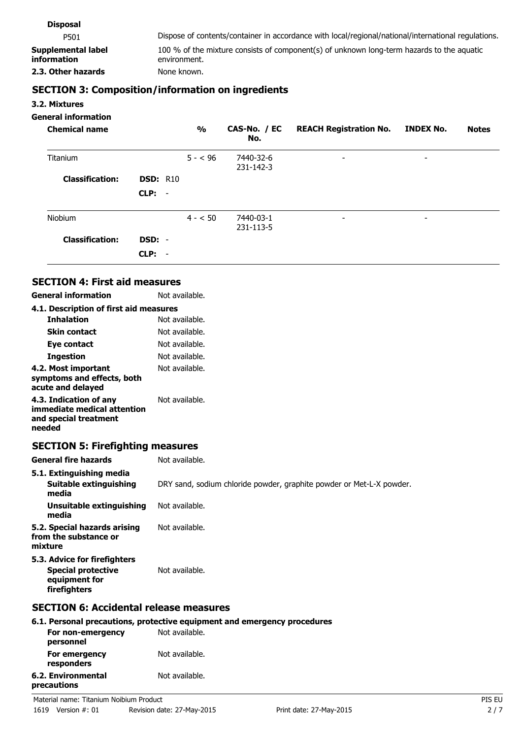**Disposal**

| | |
|---|---|
| P501 | Dispose of contents/container in accordance with local/regional/national/international regulations. |
| **Supplemental label information** | 100 % of the mixture consists of component(s) of unknown long-term hazards to the aquatic environment. |
| **2.3. Other hazards** | None known. |

## SECTION 3: Composition/information on ingredients

### 3.2. Mixtures

**General information**

| Chemical name | | % | CAS-No. / EC No. | REACH Registration No. | INDEX No. | Notes |
|---|---|---|---|---|---|---|
| Titanium | | 5 - < 96 | 7440-32-6 231-142-3 | - | - | |
| **Classification:** | **DSD:** R10 | | | | | |
| | **CLP:** - | | | | | |
| Niobium | | 4 - < 50 | 7440-03-1 231-113-5 | - | - | |
| **Classification:** | **DSD:** - | | | | | |
| | **CLP:** - | | | | | |

## SECTION 4: First aid measures

| | |
|---|---|
| **General information** | Not available. |
| **4.1. Description of first aid measures** | |
| **Inhalation** | Not available. |
| **Skin contact** | Not available. |
| **Eye contact** | Not available. |
| **Ingestion** | Not available. |
| **4.2. Most important symptoms and effects, both acute and delayed** | Not available. |
| **4.3. Indication of any immediate medical attention and special treatment needed** | Not available. |

## SECTION 5: Firefighting measures

| | |
|---|---|
| **General fire hazards** | Not available. |
| **5.1. Extinguishing media** | |
| **Suitable extinguishing media** | DRY sand, sodium chloride powder, graphite powder or Met-L-X powder. |
| **Unsuitable extinguishing media** | Not available. |
| **5.2. Special hazards arising from the substance or mixture** | Not available. |
| **5.3. Advice for firefighters** | |
| **Special protective equipment for firefighters** | Not available. |

## SECTION 6: Accidental release measures

| | |
|---|---|
| **6.1. Personal precautions, protective equipment and emergency procedures** | |
| **For non-emergency personnel** | Not available. |
| **For emergency responders** | Not available. |
| **6.2. Environmental precautions** | Not available. |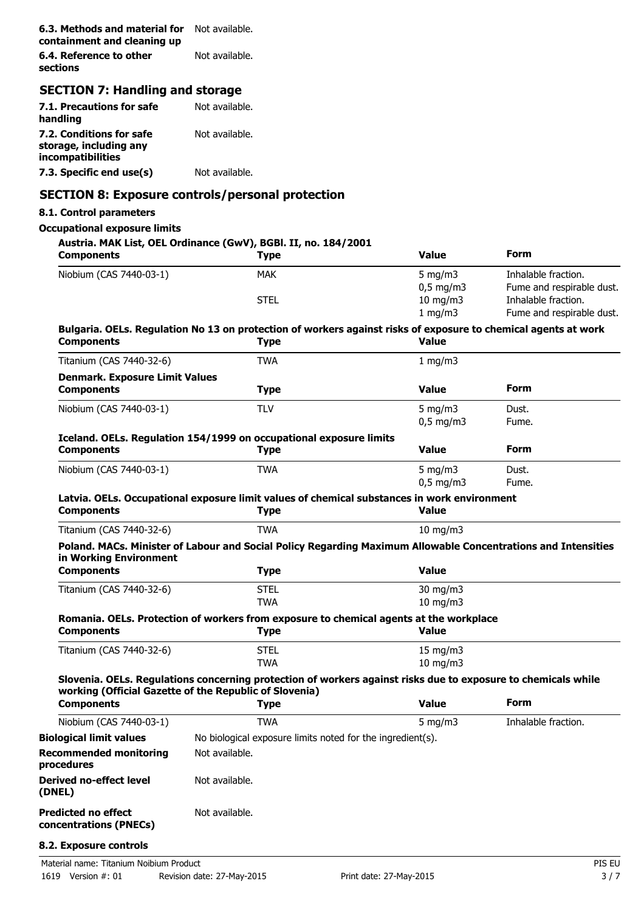**6.3. Methods and material for containment and cleaning up** Not available.

**6.4. Reference to other sections** Not available.

## SECTION 7: Handling and storage

**7.1. Precautions for safe handling** Not available.

**7.2. Conditions for safe storage, including any incompatibilities** Not available.

**7.3. Specific end use(s)** Not available.

## SECTION 8: Exposure controls/personal protection

### 8.1. Control parameters

**Occupational exposure limits**

**Austria. MAK List, OEL Ordinance (GwV), BGBl. II, no. 184/2001**

| Components | Type | Value | Form |
|---|---|---|---|
| Niobium (CAS 7440-03-1) | MAK | 5 mg/m3 | Inhalable fraction. |
| | | 0,5 mg/m3 | Fume and respirable dust. |
| | STEL | 10 mg/m3 | Inhalable fraction. |
| | | 1 mg/m3 | Fume and respirable dust. |

**Bulgaria. OELs. Regulation No 13 on protection of workers against risks of exposure to chemical agents at work**

| Components | Type | Value |
|---|---|---|
| Titanium (CAS 7440-32-6) | TWA | 1 mg/m3 |

**Denmark. Exposure Limit Values**

| Components | Type | Value | Form |
|---|---|---|---|
| Niobium (CAS 7440-03-1) | TLV | 5 mg/m3 | Dust. |
| | | 0,5 mg/m3 | Fume. |

**Iceland. OELs. Regulation 154/1999 on occupational exposure limits**

| Components | Type | Value | Form |
|---|---|---|---|
| Niobium (CAS 7440-03-1) | TWA | 5 mg/m3 | Dust. |
| | | 0,5 mg/m3 | Fume. |

**Latvia. OELs. Occupational exposure limit values of chemical substances in work environment**

| Components | Type | Value |
|---|---|---|
| Titanium (CAS 7440-32-6) | TWA | 10 mg/m3 |

**Poland. MACs. Minister of Labour and Social Policy Regarding Maximum Allowable Concentrations and Intensities in Working Environment**

| Components | Type | Value |
|---|---|---|
| Titanium (CAS 7440-32-6) | STEL | 30 mg/m3 |
| | TWA | 10 mg/m3 |

**Romania. OELs. Protection of workers from exposure to chemical agents at the workplace**

| Components | Type | Value |
|---|---|---|
| Titanium (CAS 7440-32-6) | STEL | 15 mg/m3 |
| | TWA | 10 mg/m3 |

**Slovenia. OELs. Regulations concerning protection of workers against risks due to exposure to chemicals while working (Official Gazette of the Republic of Slovenia)**

| Components | Type | Value | Form |
|---|---|---|---|
| Niobium (CAS 7440-03-1) | TWA | 5 mg/m3 | Inhalable fraction. |

**Biological limit values** No biological exposure limits noted for the ingredient(s).

**Recommended monitoring procedures** Not available.

**Derived no-effect level (DNEL)** Not available.

**Predicted no effect concentrations (PNECs)** Not available.

### 8.2. Exposure controls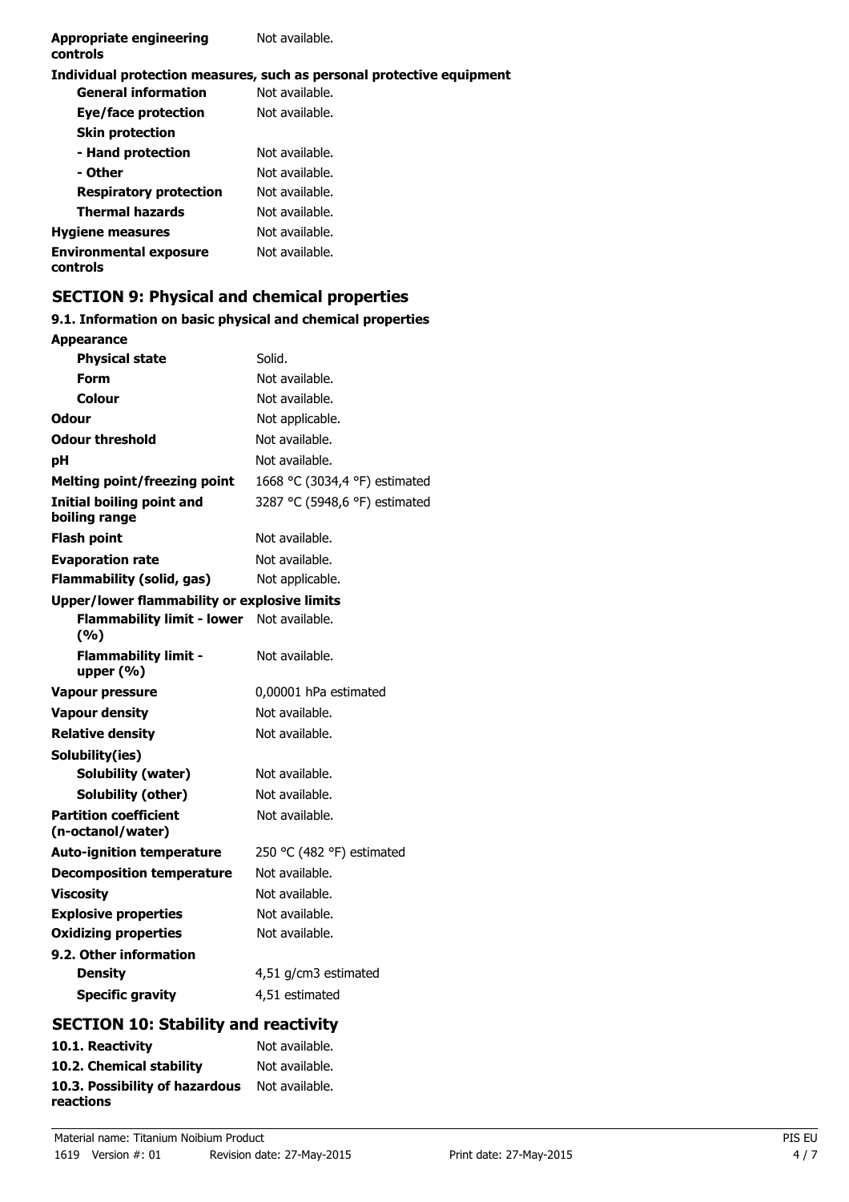| | |
|---|---|
| **Appropriate engineering controls** | Not available. |

**Individual protection measures, such as personal protective equipment**

| | |
|---|---|
| **General information** | Not available. |
| **Eye/face protection** | Not available. |
| **Skin protection** | |
| **- Hand protection** | Not available. |
| **- Other** | Not available. |
| **Respiratory protection** | Not available. |
| **Thermal hazards** | Not available. |
| **Hygiene measures** | Not available. |
| **Environmental exposure controls** | Not available. |

## SECTION 9: Physical and chemical properties

### 9.1. Information on basic physical and chemical properties

| | |
|---|---|
| **Appearance** | |
| **Physical state** | Solid. |
| **Form** | Not available. |
| **Colour** | Not available. |
| **Odour** | Not applicable. |
| **Odour threshold** | Not available. |
| **pH** | Not available. |
| **Melting point/freezing point** | 1668 °C (3034,4 °F) estimated |
| **Initial boiling point and boiling range** | 3287 °C (5948,6 °F) estimated |
| **Flash point** | Not available. |
| **Evaporation rate** | Not available. |
| **Flammability (solid, gas)** | Not applicable. |
| **Upper/lower flammability or explosive limits** | |
| **Flammability limit - lower (%)** | Not available. |
| **Flammability limit - upper (%)** | Not available. |
| **Vapour pressure** | 0,00001 hPa estimated |
| **Vapour density** | Not available. |
| **Relative density** | Not available. |
| **Solubility(ies)** | |
| **Solubility (water)** | Not available. |
| **Solubility (other)** | Not available. |
| **Partition coefficient (n-octanol/water)** | Not available. |
| **Auto-ignition temperature** | 250 °C (482 °F) estimated |
| **Decomposition temperature** | Not available. |
| **Viscosity** | Not available. |
| **Explosive properties** | Not available. |
| **Oxidizing properties** | Not available. |
| **9.2. Other information** | |
| **Density** | 4,51 g/cm3 estimated |
| **Specific gravity** | 4,51 estimated |

## SECTION 10: Stability and reactivity

| | |
|---|---|
| **10.1. Reactivity** | Not available. |
| **10.2. Chemical stability** | Not available. |
| **10.3. Possibility of hazardous reactions** | Not available. |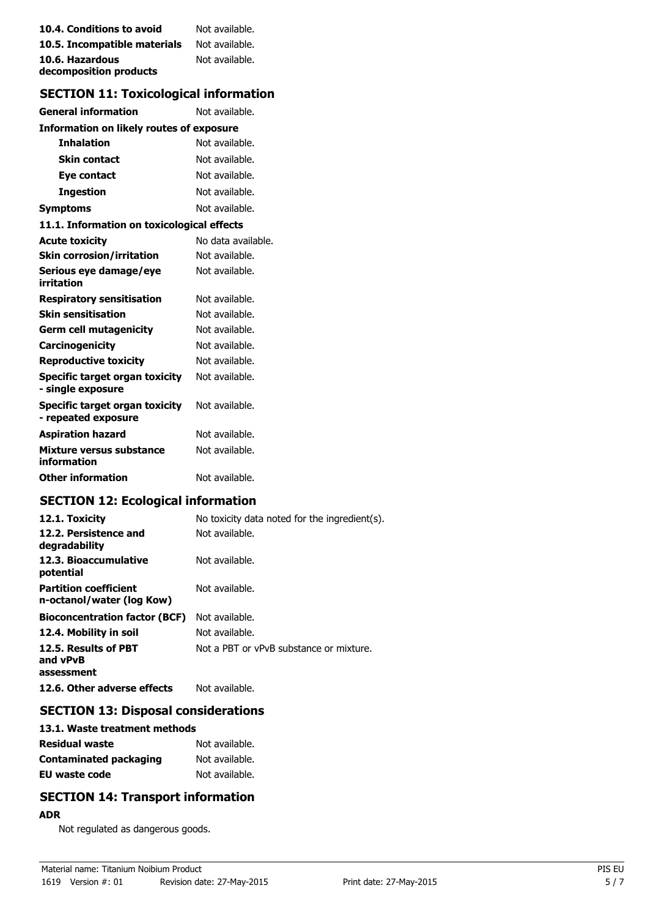**10.4. Conditions to avoid** Not available.

**10.5. Incompatible materials** Not available.

**10.6. Hazardous decomposition products** Not available.

## SECTION 11: Toxicological information

**General information** Not available.

**Information on likely routes of exposure**

**Inhalation** Not available.

**Skin contact** Not available.

**Eye contact** Not available.

**Ingestion** Not available.

**Symptoms** Not available.

**11.1. Information on toxicological effects**

**Acute toxicity** No data available.

**Skin corrosion/irritation** Not available.

**Serious eye damage/eye irritation** Not available.

**Respiratory sensitisation** Not available.

**Skin sensitisation** Not available.

**Germ cell mutagenicity** Not available.

**Carcinogenicity** Not available.

**Reproductive toxicity** Not available.

**Specific target organ toxicity - single exposure** Not available.

**Specific target organ toxicity - repeated exposure** Not available.

**Aspiration hazard** Not available.

**Mixture versus substance information** Not available.

**Other information** Not available.

## SECTION 12: Ecological information

**12.1. Toxicity** No toxicity data noted for the ingredient(s).

**12.2. Persistence and degradability** Not available.

**12.3. Bioaccumulative potential** Not available.

**Partition coefficient n-octanol/water (log Kow)** Not available.

**Bioconcentration factor (BCF)** Not available.

**12.4. Mobility in soil** Not available.

**12.5. Results of PBT and vPvB assessment** Not a PBT or vPvB substance or mixture.

**12.6. Other adverse effects** Not available.

## SECTION 13: Disposal considerations

**13.1. Waste treatment methods**

**Residual waste** Not available.

**Contaminated packaging** Not available.

**EU waste code** Not available.

## SECTION 14: Transport information

**ADR**

Not regulated as dangerous goods.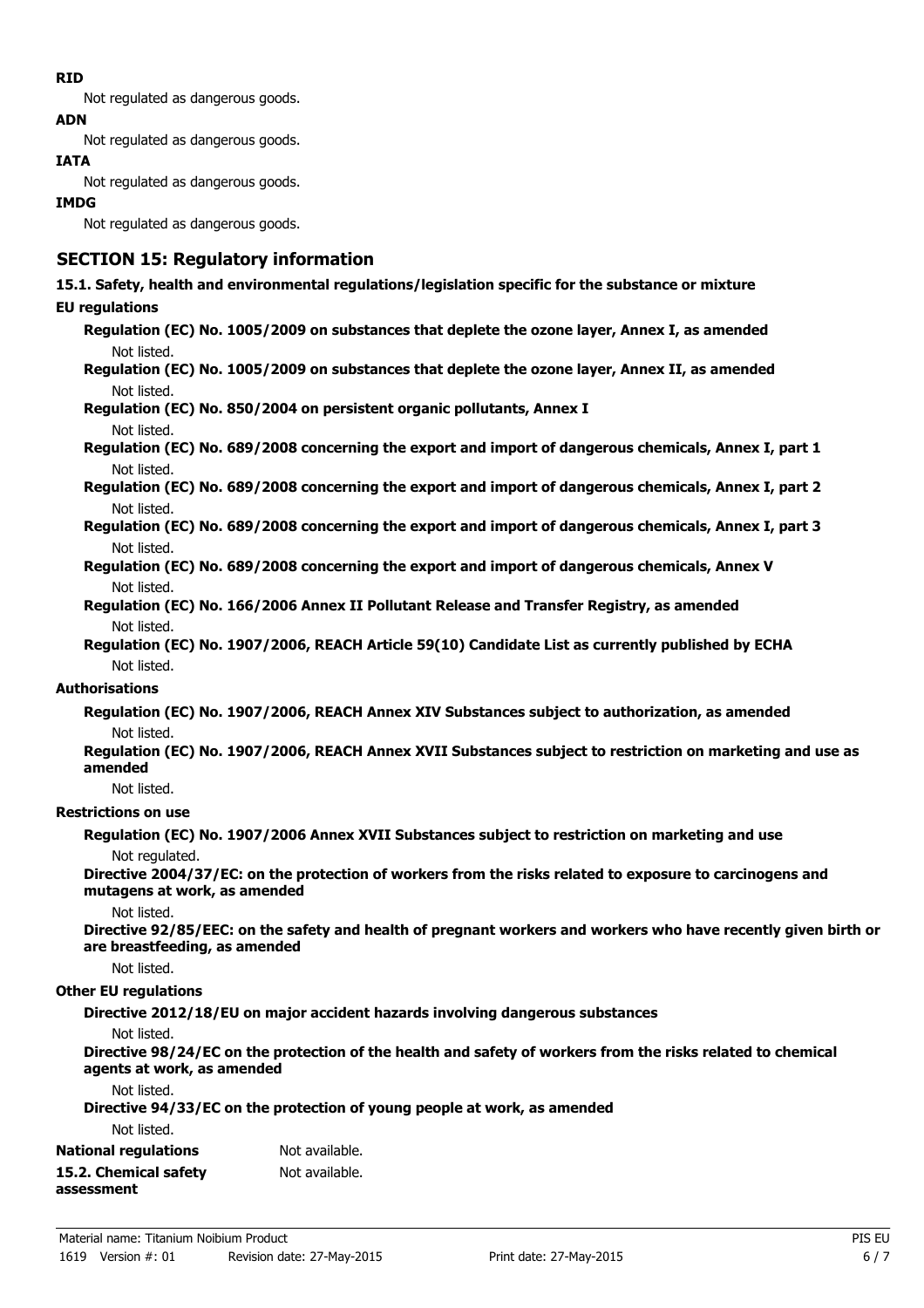**RID**

Not regulated as dangerous goods.

**ADN**

Not regulated as dangerous goods.

**IATA**

Not regulated as dangerous goods.

**IMDG**

Not regulated as dangerous goods.

## SECTION 15: Regulatory information

**15.1. Safety, health and environmental regulations/legislation specific for the substance or mixture**

**EU regulations**

**Regulation (EC) No. 1005/2009 on substances that deplete the ozone layer, Annex I, as amended**

Not listed.

**Regulation (EC) No. 1005/2009 on substances that deplete the ozone layer, Annex II, as amended**

Not listed.

**Regulation (EC) No. 850/2004 on persistent organic pollutants, Annex I**

Not listed.

**Regulation (EC) No. 689/2008 concerning the export and import of dangerous chemicals, Annex I, part 1**

Not listed.

**Regulation (EC) No. 689/2008 concerning the export and import of dangerous chemicals, Annex I, part 2**

Not listed.

**Regulation (EC) No. 689/2008 concerning the export and import of dangerous chemicals, Annex I, part 3**

Not listed.

**Regulation (EC) No. 689/2008 concerning the export and import of dangerous chemicals, Annex V**

Not listed.

**Regulation (EC) No. 166/2006 Annex II Pollutant Release and Transfer Registry, as amended**

Not listed.

**Regulation (EC) No. 1907/2006, REACH Article 59(10) Candidate List as currently published by ECHA**

Not listed.

**Authorisations**

**Regulation (EC) No. 1907/2006, REACH Annex XIV Substances subject to authorization, as amended**

Not listed.

**Regulation (EC) No. 1907/2006, REACH Annex XVII Substances subject to restriction on marketing and use as amended**

Not listed.

**Restrictions on use**

**Regulation (EC) No. 1907/2006 Annex XVII Substances subject to restriction on marketing and use**

Not regulated.

**Directive 2004/37/EC: on the protection of workers from the risks related to exposure to carcinogens and mutagens at work, as amended**

Not listed.

**Directive 92/85/EEC: on the safety and health of pregnant workers and workers who have recently given birth or are breastfeeding, as amended**

Not listed.

**Other EU regulations**

**Directive 2012/18/EU on major accident hazards involving dangerous substances**

Not listed.

**Directive 98/24/EC on the protection of the health and safety of workers from the risks related to chemical agents at work, as amended**

Not listed.

**Directive 94/33/EC on the protection of young people at work, as amended**

Not listed.

**National regulations** Not available.

**15.2. Chemical safety assessment** Not available.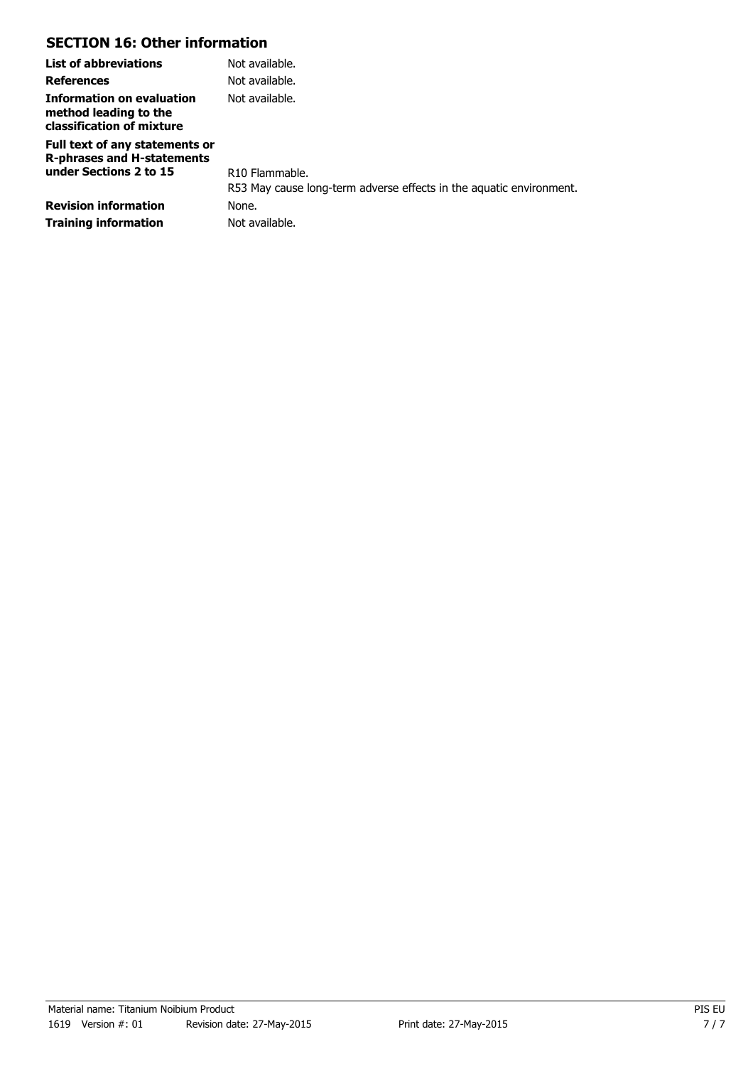## SECTION 16: Other information

| | |
|---|---|
| **List of abbreviations** | Not available. |
| **References** | Not available. |
| **Information on evaluation method leading to the classification of mixture** | Not available. |
| **Full text of any statements or R-phrases and H-statements under Sections 2 to 15** | R10 Flammable.<br>R53 May cause long-term adverse effects in the aquatic environment. |
| **Revision information** | None. |
| **Training information** | Not available. |